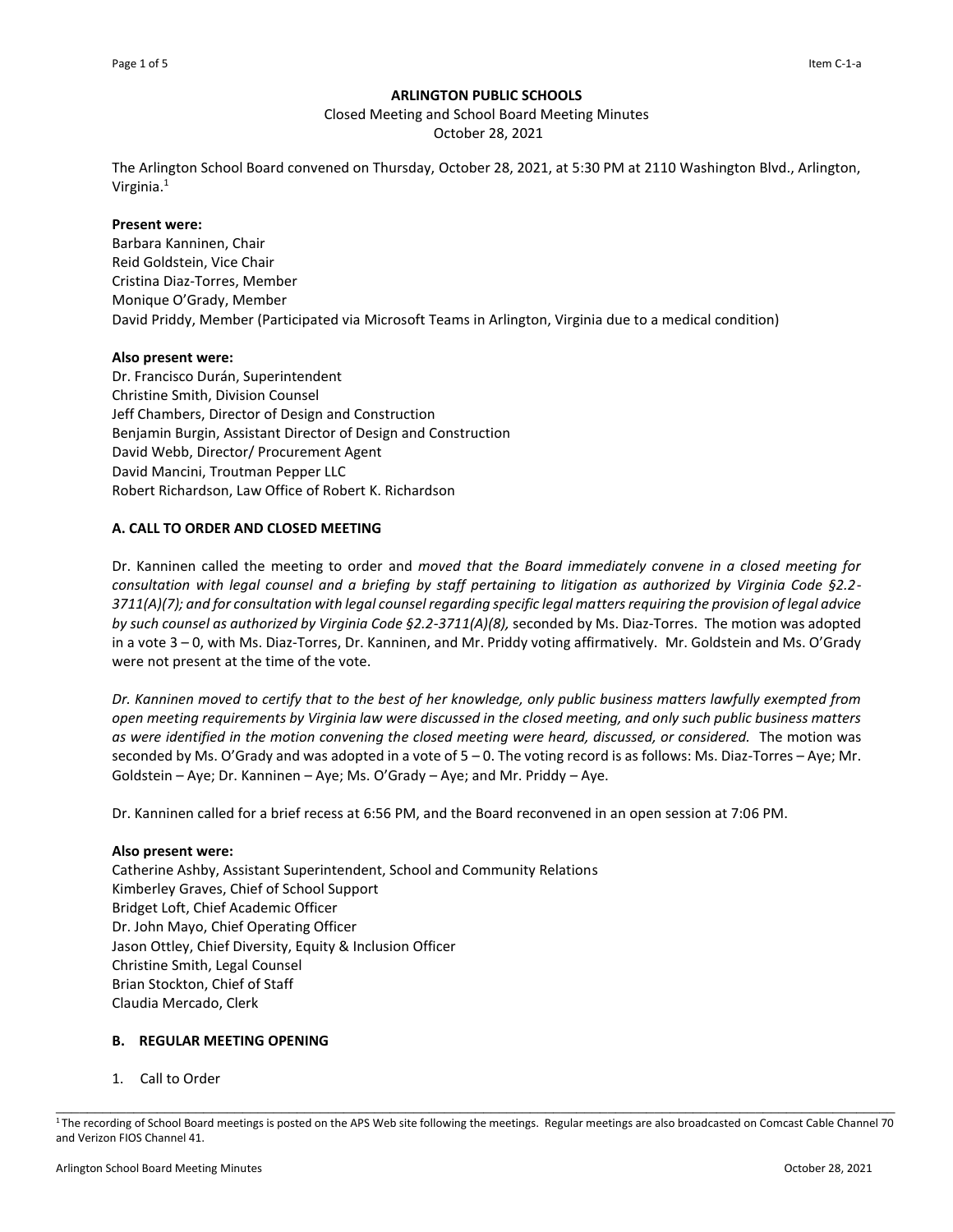**ARLINGTON PUBLIC SCHOOLS**

Closed Meeting and School Board Meeting Minutes
October 28, 2021

The Arlington School Board convened on Thursday, October 28, 2021, at 5:30 PM at 2110 Washington Blvd., Arlington, Virginia.[1]

**Present were:**
Barbara Kanninen, Chair
Reid Goldstein, Vice Chair
Cristina Diaz-Torres, Member
Monique O'Grady, Member
David Priddy, Member (Participated via Microsoft Teams in Arlington, Virginia due to a medical condition)

**Also present were:**
Dr. Francisco Durán, Superintendent
Christine Smith, Division Counsel
Jeff Chambers, Director of Design and Construction
Benjamin Burgin, Assistant Director of Design and Construction
David Webb, Director/ Procurement Agent
David Mancini, Troutman Pepper LLC
Robert Richardson, Law Office of Robert K. Richardson

## A. CALL TO ORDER AND CLOSED MEETING

Dr. Kanninen called the meeting to order and *moved that the Board immediately convene in a closed meeting for consultation with legal counsel and a briefing by staff pertaining to litigation as authorized by Virginia Code §2.2-3711(A)(7); and for consultation with legal counsel regarding specific legal matters requiring the provision of legal advice by such counsel as authorized by Virginia Code §2.2-3711(A)(8),* seconded by Ms. Diaz-Torres. The motion was adopted in a vote 3 – 0, with Ms. Diaz-Torres, Dr. Kanninen, and Mr. Priddy voting affirmatively. Mr. Goldstein and Ms. O'Grady were not present at the time of the vote.

*Dr. Kanninen moved to certify that to the best of her knowledge, only public business matters lawfully exempted from open meeting requirements by Virginia law were discussed in the closed meeting, and only such public business matters as were identified in the motion convening the closed meeting were heard, discussed, or considered.* The motion was seconded by Ms. O'Grady and was adopted in a vote of 5 – 0. The voting record is as follows: Ms. Diaz-Torres – Aye; Mr. Goldstein – Aye; Dr. Kanninen – Aye; Ms. O'Grady – Aye; and Mr. Priddy – Aye.

Dr. Kanninen called for a brief recess at 6:56 PM, and the Board reconvened in an open session at 7:06 PM.

**Also present were:**
Catherine Ashby, Assistant Superintendent, School and Community Relations
Kimberley Graves, Chief of School Support
Bridget Loft, Chief Academic Officer
Dr. John Mayo, Chief Operating Officer
Jason Ottley, Chief Diversity, Equity & Inclusion Officer
Christine Smith, Legal Counsel
Brian Stockton, Chief of Staff
Claudia Mercado, Clerk

## B. REGULAR MEETING OPENING

1. Call to Order

---

[1] The recording of School Board meetings is posted on the APS Web site following the meetings. Regular meetings are also broadcasted on Comcast Cable Channel 70 and Verizon FIOS Channel 41.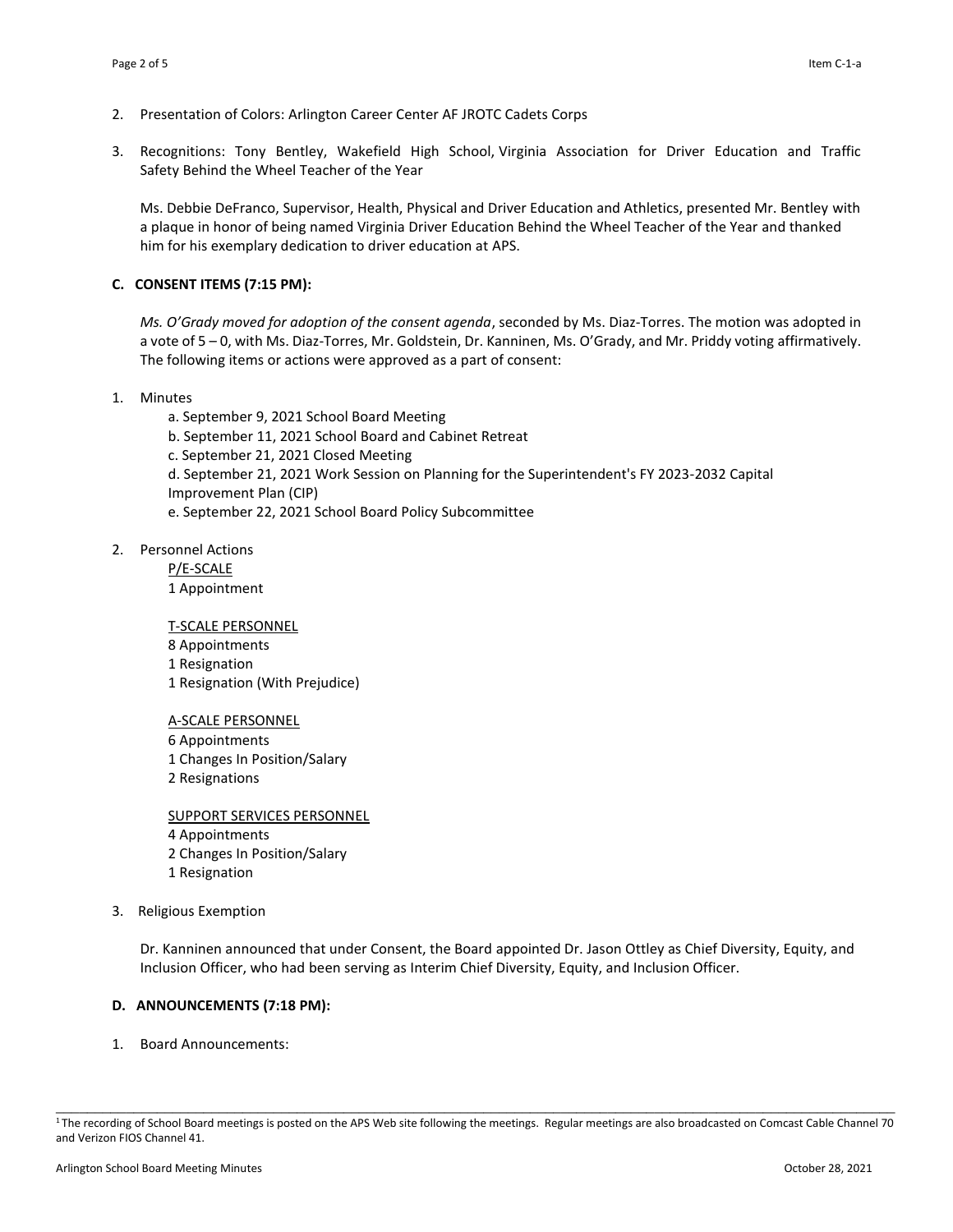2. Presentation of Colors: Arlington Career Center AF JROTC Cadets Corps

3. Recognitions: Tony Bentley, Wakefield High School, Virginia Association for Driver Education and Traffic Safety Behind the Wheel Teacher of the Year

   Ms. Debbie DeFranco, Supervisor, Health, Physical and Driver Education and Athletics, presented Mr. Bentley with a plaque in honor of being named Virginia Driver Education Behind the Wheel Teacher of the Year and thanked him for his exemplary dedication to driver education at APS.

**C. CONSENT ITEMS (7:15 PM):**

*Ms. O'Grady moved for adoption of the consent agenda*, seconded by Ms. Diaz-Torres. The motion was adopted in a vote of 5 – 0, with Ms. Diaz-Torres, Mr. Goldstein, Dr. Kanninen, Ms. O'Grady, and Mr. Priddy voting affirmatively. The following items or actions were approved as a part of consent:

1. Minutes
   - a. September 9, 2021 School Board Meeting
   - b. September 11, 2021 School Board and Cabinet Retreat
   - c. September 21, 2021 Closed Meeting
   - d. September 21, 2021 Work Session on Planning for the Superintendent's FY 2023-2032 Capital Improvement Plan (CIP)
   - e. September 22, 2021 School Board Policy Subcommittee

2. Personnel Actions

   P/E-SCALE
   1 Appointment

   T-SCALE PERSONNEL
   8 Appointments
   1 Resignation
   1 Resignation (With Prejudice)

   A-SCALE PERSONNEL
   6 Appointments
   1 Changes In Position/Salary
   2 Resignations

   SUPPORT SERVICES PERSONNEL
   4 Appointments
   2 Changes In Position/Salary
   1 Resignation

3. Religious Exemption

   Dr. Kanninen announced that under Consent, the Board appointed Dr. Jason Ottley as Chief Diversity, Equity, and Inclusion Officer, who had been serving as Interim Chief Diversity, Equity, and Inclusion Officer.

**D. ANNOUNCEMENTS (7:18 PM):**

1. Board Announcements:

[1] The recording of School Board meetings is posted on the APS Web site following the meetings. Regular meetings are also broadcasted on Comcast Cable Channel 70 and Verizon FIOS Channel 41.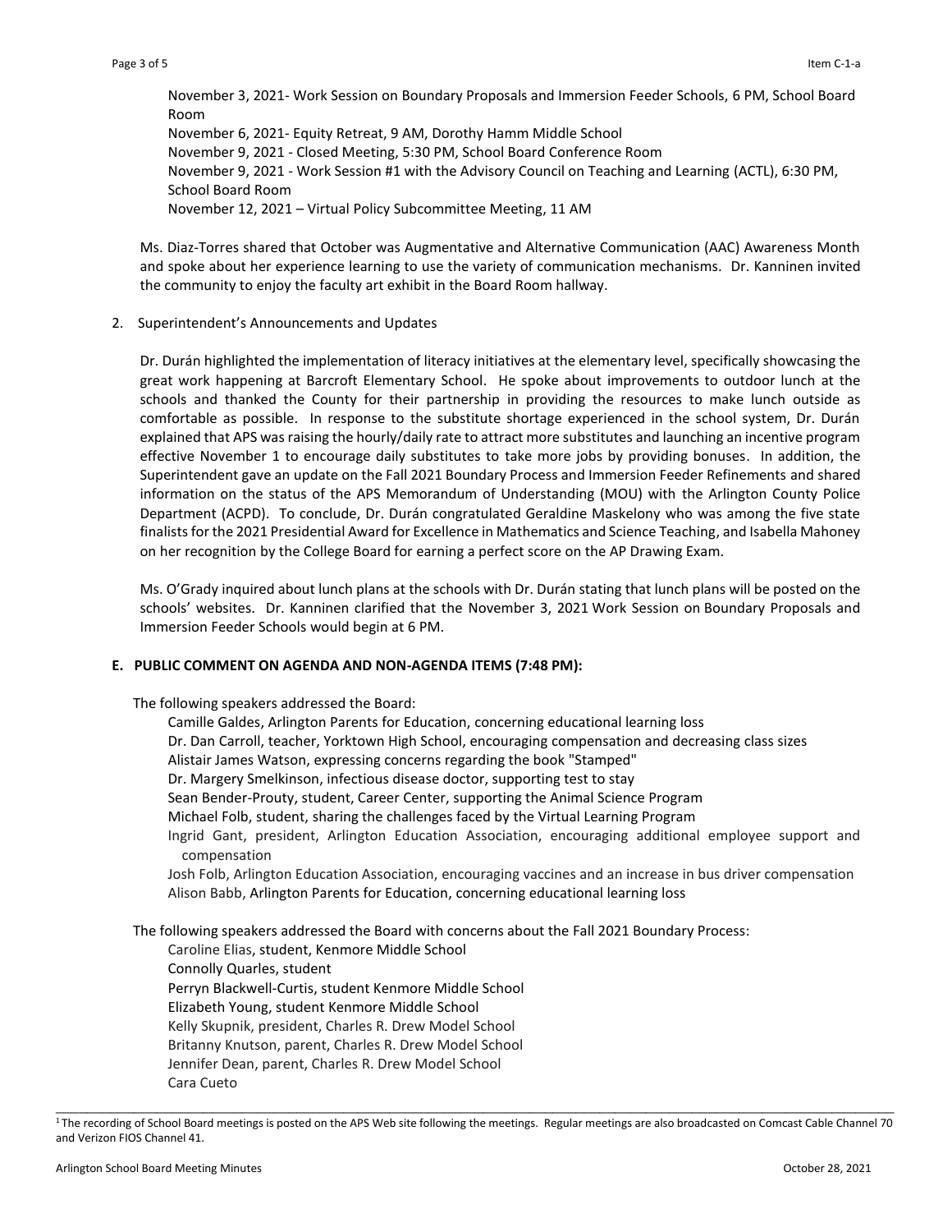November 3, 2021- Work Session on Boundary Proposals and Immersion Feeder Schools, 6 PM, School Board Room
November 6, 2021- Equity Retreat, 9 AM, Dorothy Hamm Middle School
November 9, 2021 - Closed Meeting, 5:30 PM, School Board Conference Room
November 9, 2021 - Work Session #1 with the Advisory Council on Teaching and Learning (ACTL), 6:30 PM, School Board Room
November 12, 2021 – Virtual Policy Subcommittee Meeting, 11 AM

Ms. Diaz-Torres shared that October was Augmentative and Alternative Communication (AAC) Awareness Month and spoke about her experience learning to use the variety of communication mechanisms. Dr. Kanninen invited the community to enjoy the faculty art exhibit in the Board Room hallway.

2. Superintendent's Announcements and Updates

Dr. Durán highlighted the implementation of literacy initiatives at the elementary level, specifically showcasing the great work happening at Barcroft Elementary School. He spoke about improvements to outdoor lunch at the schools and thanked the County for their partnership in providing the resources to make lunch outside as comfortable as possible. In response to the substitute shortage experienced in the school system, Dr. Durán explained that APS was raising the hourly/daily rate to attract more substitutes and launching an incentive program effective November 1 to encourage daily substitutes to take more jobs by providing bonuses. In addition, the Superintendent gave an update on the Fall 2021 Boundary Process and Immersion Feeder Refinements and shared information on the status of the APS Memorandum of Understanding (MOU) with the Arlington County Police Department (ACPD). To conclude, Dr. Durán congratulated Geraldine Maskelony who was among the five state finalists for the 2021 Presidential Award for Excellence in Mathematics and Science Teaching, and Isabella Mahoney on her recognition by the College Board for earning a perfect score on the AP Drawing Exam.

Ms. O'Grady inquired about lunch plans at the schools with Dr. Durán stating that lunch plans will be posted on the schools' websites. Dr. Kanninen clarified that the November 3, 2021 Work Session on Boundary Proposals and Immersion Feeder Schools would begin at 6 PM.

**E. PUBLIC COMMENT ON AGENDA AND NON-AGENDA ITEMS (7:48 PM):**

The following speakers addressed the Board:

Camille Galdes, Arlington Parents for Education, concerning educational learning loss
Dr. Dan Carroll, teacher, Yorktown High School, encouraging compensation and decreasing class sizes
Alistair James Watson, expressing concerns regarding the book "Stamped"
Dr. Margery Smelkinson, infectious disease doctor, supporting test to stay
Sean Bender-Prouty, student, Career Center, supporting the Animal Science Program
Michael Folb, student, sharing the challenges faced by the Virtual Learning Program
Ingrid Gant, president, Arlington Education Association, encouraging additional employee support and compensation
Josh Folb, Arlington Education Association, encouraging vaccines and an increase in bus driver compensation
Alison Babb, Arlington Parents for Education, concerning educational learning loss

The following speakers addressed the Board with concerns about the Fall 2021 Boundary Process:

Caroline Elias, student, Kenmore Middle School
Connolly Quarles, student
Perryn Blackwell-Curtis, student Kenmore Middle School
Elizabeth Young, student Kenmore Middle School
Kelly Skupnik, president, Charles R. Drew Model School
Britanny Knutson, parent, Charles R. Drew Model School
Jennifer Dean, parent, Charles R. Drew Model School
Cara Cueto

[1] The recording of School Board meetings is posted on the APS Web site following the meetings. Regular meetings are also broadcasted on Comcast Cable Channel 70 and Verizon FIOS Channel 41.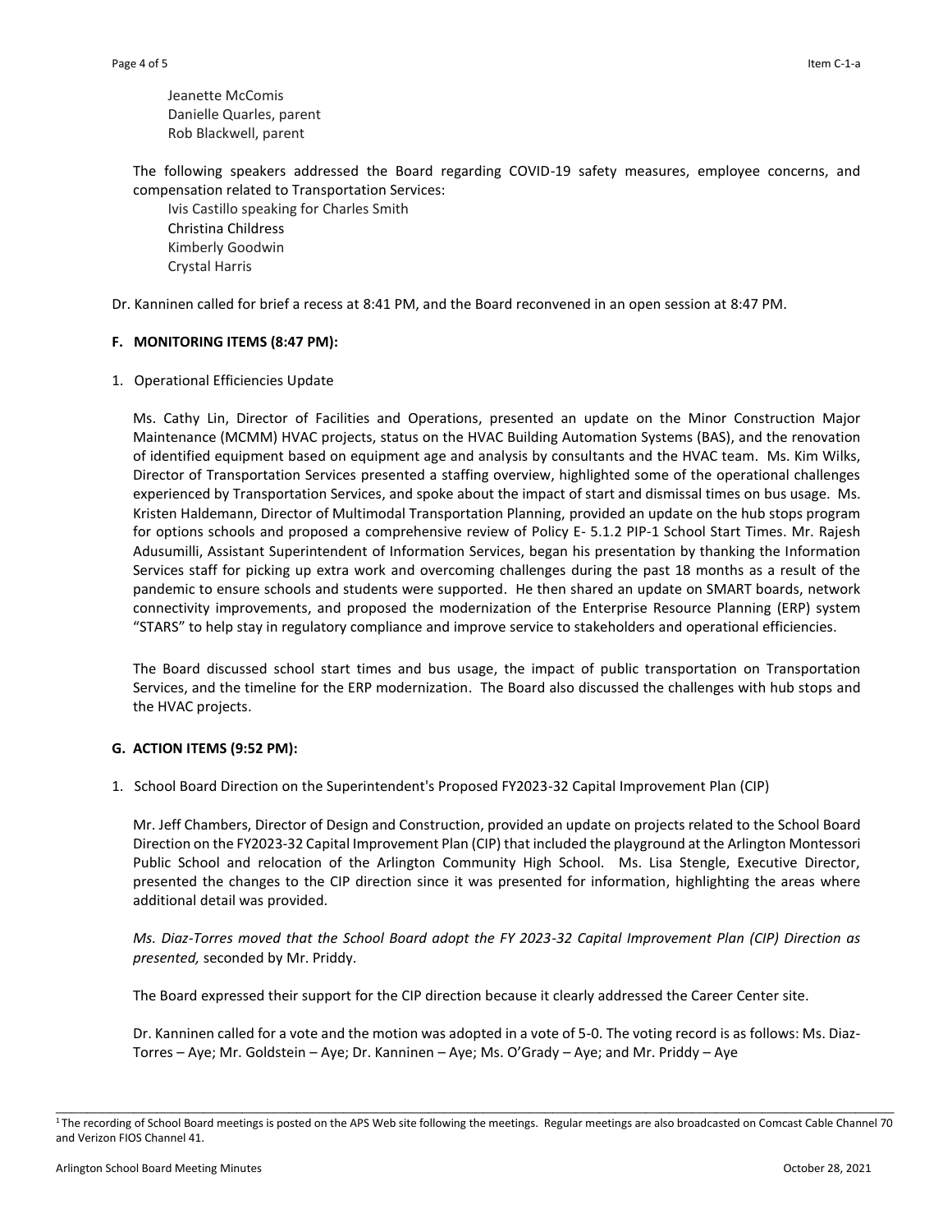Jeanette McComis
Danielle Quarles, parent
Rob Blackwell, parent

The following speakers addressed the Board regarding COVID-19 safety measures, employee concerns, and compensation related to Transportation Services:

Ivis Castillo speaking for Charles Smith
Christina Childress
Kimberly Goodwin
Crystal Harris

Dr. Kanninen called for brief a recess at 8:41 PM, and the Board reconvened in an open session at 8:47 PM.

**F. MONITORING ITEMS (8:47 PM):**

1. Operational Efficiencies Update

Ms. Cathy Lin, Director of Facilities and Operations, presented an update on the Minor Construction Major Maintenance (MCMM) HVAC projects, status on the HVAC Building Automation Systems (BAS), and the renovation of identified equipment based on equipment age and analysis by consultants and the HVAC team. Ms. Kim Wilks, Director of Transportation Services presented a staffing overview, highlighted some of the operational challenges experienced by Transportation Services, and spoke about the impact of start and dismissal times on bus usage. Ms. Kristen Haldemann, Director of Multimodal Transportation Planning, provided an update on the hub stops program for options schools and proposed a comprehensive review of Policy E- 5.1.2 PIP-1 School Start Times. Mr. Rajesh Adusumilli, Assistant Superintendent of Information Services, began his presentation by thanking the Information Services staff for picking up extra work and overcoming challenges during the past 18 months as a result of the pandemic to ensure schools and students were supported. He then shared an update on SMART boards, network connectivity improvements, and proposed the modernization of the Enterprise Resource Planning (ERP) system "STARS" to help stay in regulatory compliance and improve service to stakeholders and operational efficiencies.

The Board discussed school start times and bus usage, the impact of public transportation on Transportation Services, and the timeline for the ERP modernization. The Board also discussed the challenges with hub stops and the HVAC projects.

**G. ACTION ITEMS (9:52 PM):**

1. School Board Direction on the Superintendent's Proposed FY2023-32 Capital Improvement Plan (CIP)

Mr. Jeff Chambers, Director of Design and Construction, provided an update on projects related to the School Board Direction on the FY2023-32 Capital Improvement Plan (CIP) that included the playground at the Arlington Montessori Public School and relocation of the Arlington Community High School. Ms. Lisa Stengle, Executive Director, presented the changes to the CIP direction since it was presented for information, highlighting the areas where additional detail was provided.

*Ms. Diaz-Torres moved that the School Board adopt the FY 2023-32 Capital Improvement Plan (CIP) Direction as presented,* seconded by Mr. Priddy.

The Board expressed their support for the CIP direction because it clearly addressed the Career Center site.

Dr. Kanninen called for a vote and the motion was adopted in a vote of 5-0. The voting record is as follows: Ms. Diaz-Torres – Aye; Mr. Goldstein – Aye; Dr. Kanninen – Aye; Ms. O'Grady – Aye; and Mr. Priddy – Aye

[1] The recording of School Board meetings is posted on the APS Web site following the meetings. Regular meetings are also broadcasted on Comcast Cable Channel 70 and Verizon FIOS Channel 41.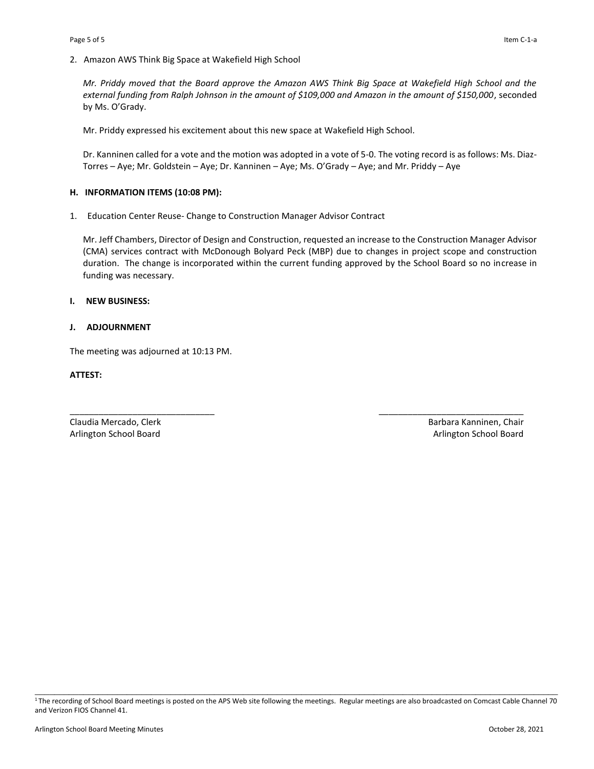2. Amazon AWS Think Big Space at Wakefield High School

   *Mr. Priddy moved that the Board approve the Amazon AWS Think Big Space at Wakefield High School and the external funding from Ralph Johnson in the amount of $109,000 and Amazon in the amount of $150,000*, seconded by Ms. O'Grady.

   Mr. Priddy expressed his excitement about this new space at Wakefield High School.

   Dr. Kanninen called for a vote and the motion was adopted in a vote of 5-0. The voting record is as follows: Ms. Diaz-Torres – Aye; Mr. Goldstein – Aye; Dr. Kanninen – Aye; Ms. O'Grady – Aye; and Mr. Priddy – Aye

**H. INFORMATION ITEMS (10:08 PM):**

1. Education Center Reuse- Change to Construction Manager Advisor Contract

   Mr. Jeff Chambers, Director of Design and Construction, requested an increase to the Construction Manager Advisor (CMA) services contract with McDonough Bolyard Peck (MBP) due to changes in project scope and construction duration. The change is incorporated within the current funding approved by the School Board so no increase in funding was necessary.

**I. NEW BUSINESS:**

**J. ADJOURNMENT**

The meeting was adjourned at 10:13 PM.

**ATTEST:**

______________________________
Claudia Mercado, Clerk
Arlington School Board

______________________________
Barbara Kanninen, Chair
Arlington School Board

[1] The recording of School Board meetings is posted on the APS Web site following the meetings. Regular meetings are also broadcasted on Comcast Cable Channel 70 and Verizon FIOS Channel 41.